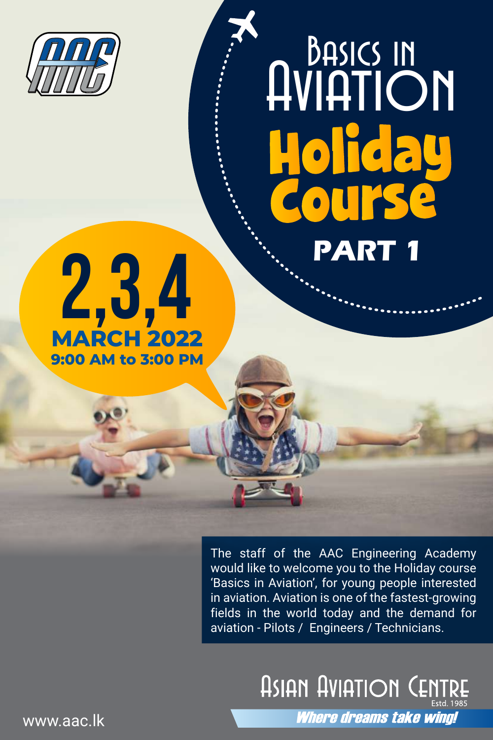# Basics in Aviation

# Holiday Course

## PART 1

**2,3,4**
**MARCH 2022**
**9:00 AM to 3:00 PM**

The staff of the AAC Engineering Academy would like to welcome you to the Holiday course 'Basics in Aviation', for young people interested in aviation. Aviation is one of the fastest-growing fields in the world today and the demand for aviation - Pilots / Engineers / Technicians.

Asian Aviation Centre
Estd. 1985

*Where dreams take wing!*

www.aac.lk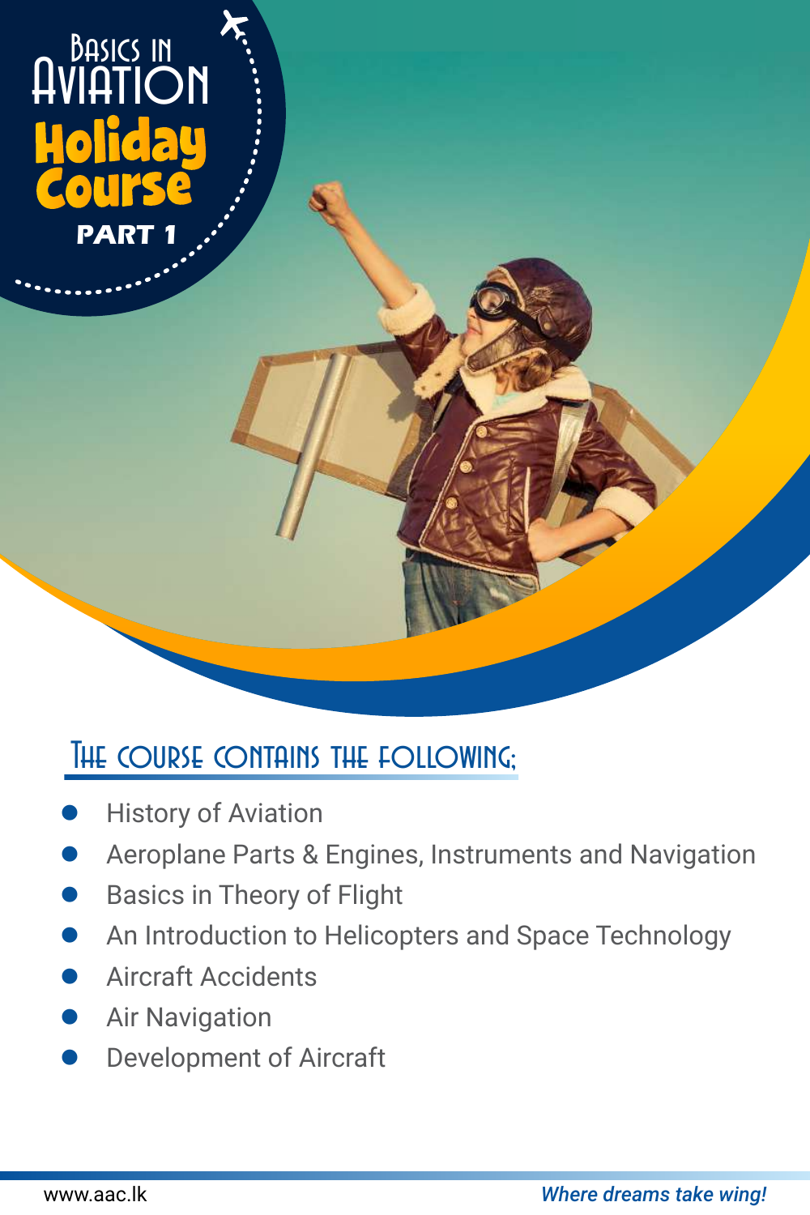# Basics in Aviation Holiday Course

**PART 1**

## The course contains the following:

- History of Aviation
- Aeroplane Parts & Engines, Instruments and Navigation
- Basics in Theory of Flight
- An Introduction to Helicopters and Space Technology
- Aircraft Accidents
- Air Navigation
- Development of Aircraft

www.aac.lk

*Where dreams take wing!*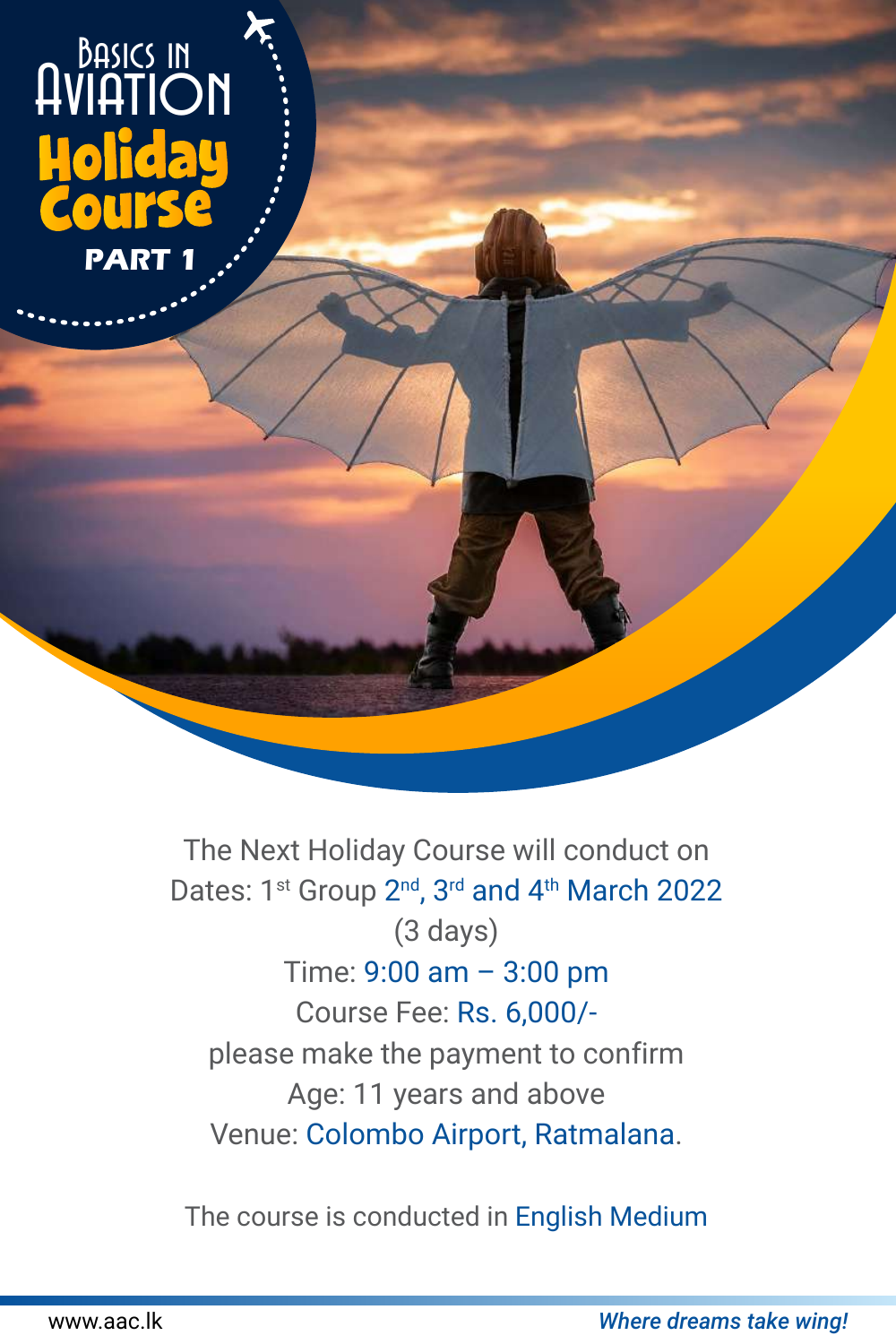# Basics in Aviation

## Holiday Course

### PART 1

The Next Holiday Course will conduct on

Dates: 1st Group 2nd, 3rd and 4th March 2022

(3 days)

Time: 9:00 am – 3:00 pm

Course Fee: Rs. 6,000/-

please make the payment to confirm

Age: 11 years and above

Venue: Colombo Airport, Ratmalana.

The course is conducted in English Medium

www.aac.lk

*Where dreams take wing!*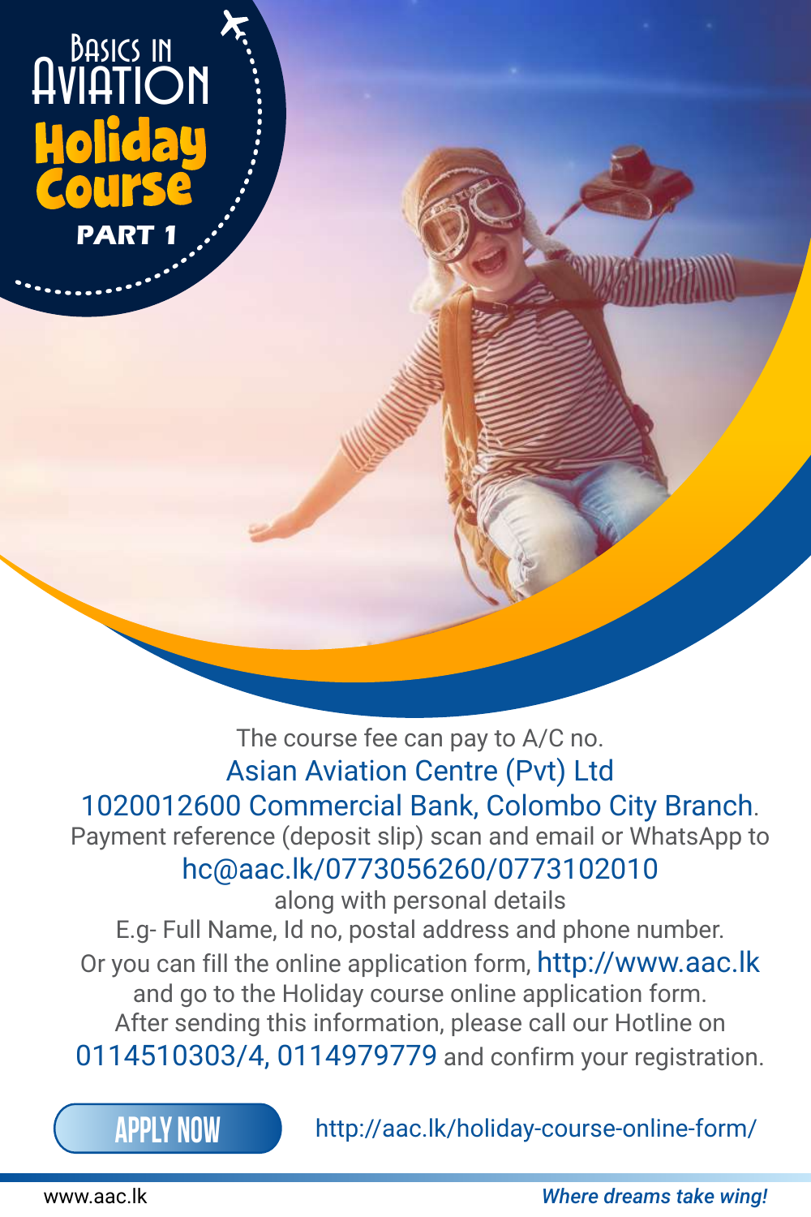# Basics in Aviation Holiday Course

## PART 1

The course fee can pay to A/C no.

Asian Aviation Centre (Pvt) Ltd

1020012600 Commercial Bank, Colombo City Branch.

Payment reference (deposit slip) scan and email or WhatsApp to

hc@aac.lk/0773056260/0773102010

along with personal details

E.g- Full Name, Id no, postal address and phone number.

Or you can fill the online application form, http://www.aac.lk and go to the Holiday course online application form.

After sending this information, please call our Hotline on 0114510303/4, 0114979779 and confirm your registration.

**APPLY NOW** http://aac.lk/holiday-course-online-form/

www.aac.lk

*Where dreams take wing!*